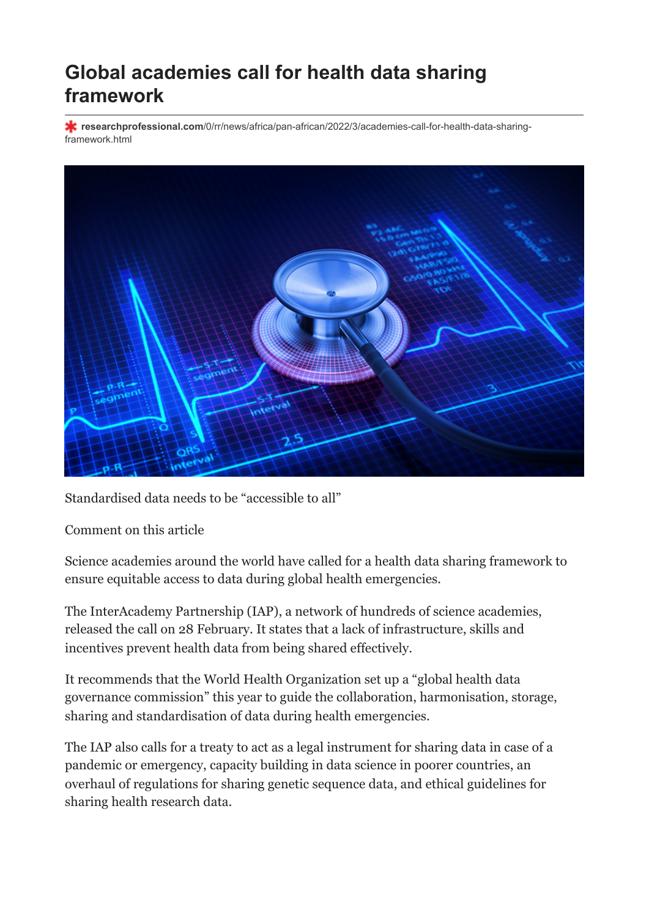# Global academies call for health data sharing framework

researchprofessional.com/0/rr/news/africa/pan-african/2022/3/academies-call-for-health-data-sharing-framework.html

Standardised data needs to be “accessible to all”

Comment on this article

Science academies around the world have called for a health data sharing framework to ensure equitable access to data during global health emergencies.

The InterAcademy Partnership (IAP), a network of hundreds of science academies, released the call on 28 February. It states that a lack of infrastructure, skills and incentives prevent health data from being shared effectively.

It recommends that the World Health Organization set up a “global health data governance commission” this year to guide the collaboration, harmonisation, storage, sharing and standardisation of data during health emergencies.

The IAP also calls for a treaty to act as a legal instrument for sharing data in case of a pandemic or emergency, capacity building in data science in poorer countries, an overhaul of regulations for sharing genetic sequence data, and ethical guidelines for sharing health research data.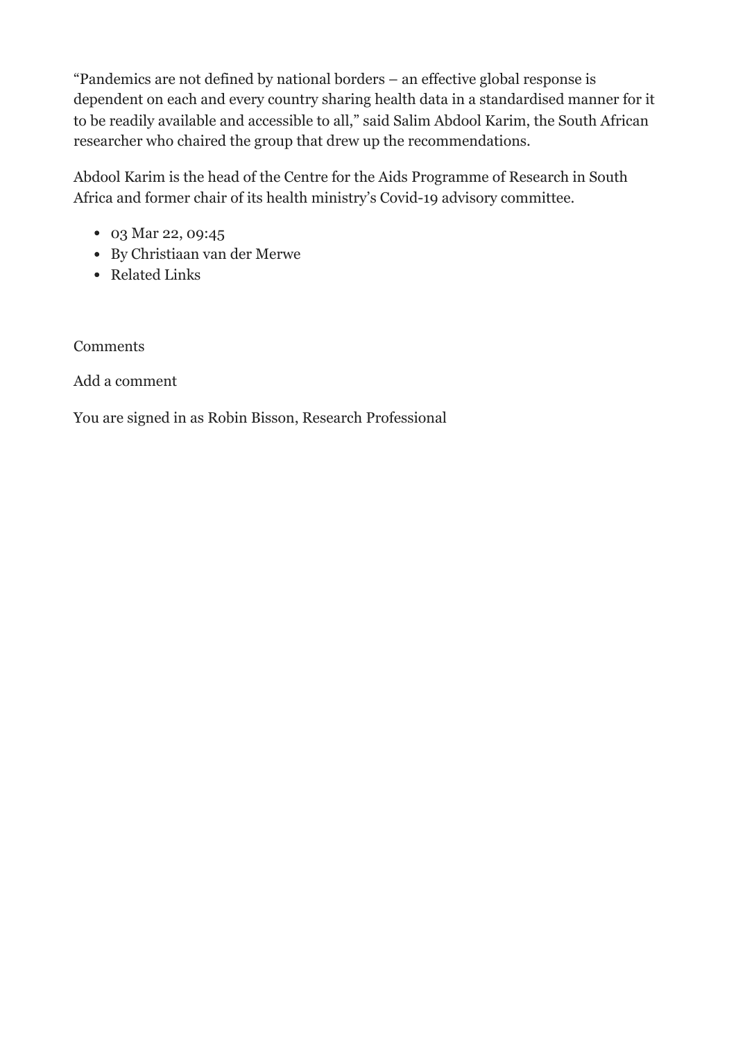“Pandemics are not defined by national borders – an effective global response is dependent on each and every country sharing health data in a standardised manner for it to be readily available and accessible to all,” said Salim Abdool Karim, the South African researcher who chaired the group that drew up the recommendations.

Abdool Karim is the head of the Centre for the Aids Programme of Research in South Africa and former chair of its health ministry’s Covid-19 advisory committee.

- 03 Mar 22, 09:45
- By Christiaan van der Merwe
- Related Links

Comments

Add a comment

You are signed in as Robin Bisson, Research Professional